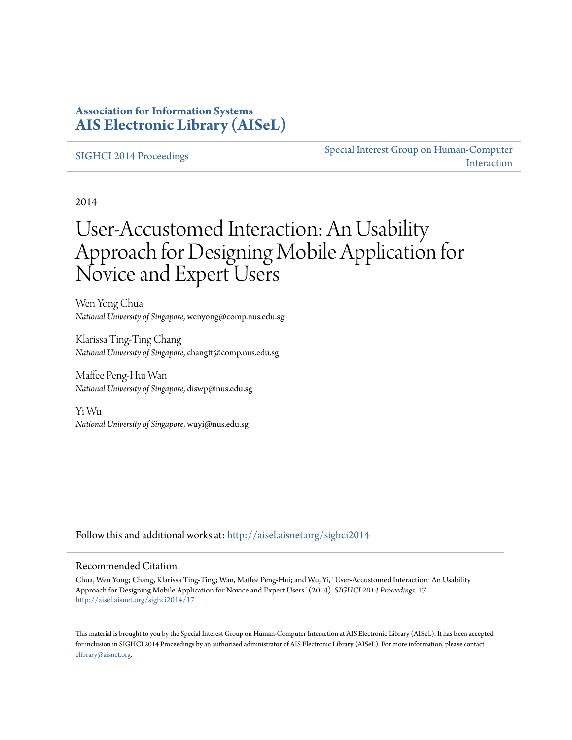**Association for Information Systems**
**AIS Electronic Library (AISeL)**

SIGHCI 2014 Proceedings

Special Interest Group on Human-Computer Interaction

2014

# User-Accustomed Interaction: An Usability Approach for Designing Mobile Application for Novice and Expert Users

Wen Yong Chua
*National University of Singapore*, wenyong@comp.nus.edu.sg

Klarissa Ting-Ting Chang
*National University of Singapore*, changtt@comp.nus.edu.sg

Maffee Peng-Hui Wan
*National University of Singapore*, diswp@nus.edu.sg

Yi Wu
*National University of Singapore*, wuyi@nus.edu.sg

Follow this and additional works at: http://aisel.aisnet.org/sighci2014

## Recommended Citation

Chua, Wen Yong; Chang, Klarissa Ting-Ting; Wan, Maffee Peng-Hui; and Wu, Yi, "User-Accustomed Interaction: An Usability Approach for Designing Mobile Application for Novice and Expert Users" (2014). *SIGHCI 2014 Proceedings*. 17.
http://aisel.aisnet.org/sighci2014/17

This material is brought to you by the Special Interest Group on Human-Computer Interaction at AIS Electronic Library (AISeL). It has been accepted for inclusion in SIGHCI 2014 Proceedings by an authorized administrator of AIS Electronic Library (AISeL). For more information, please contact elibrary@aisnet.org.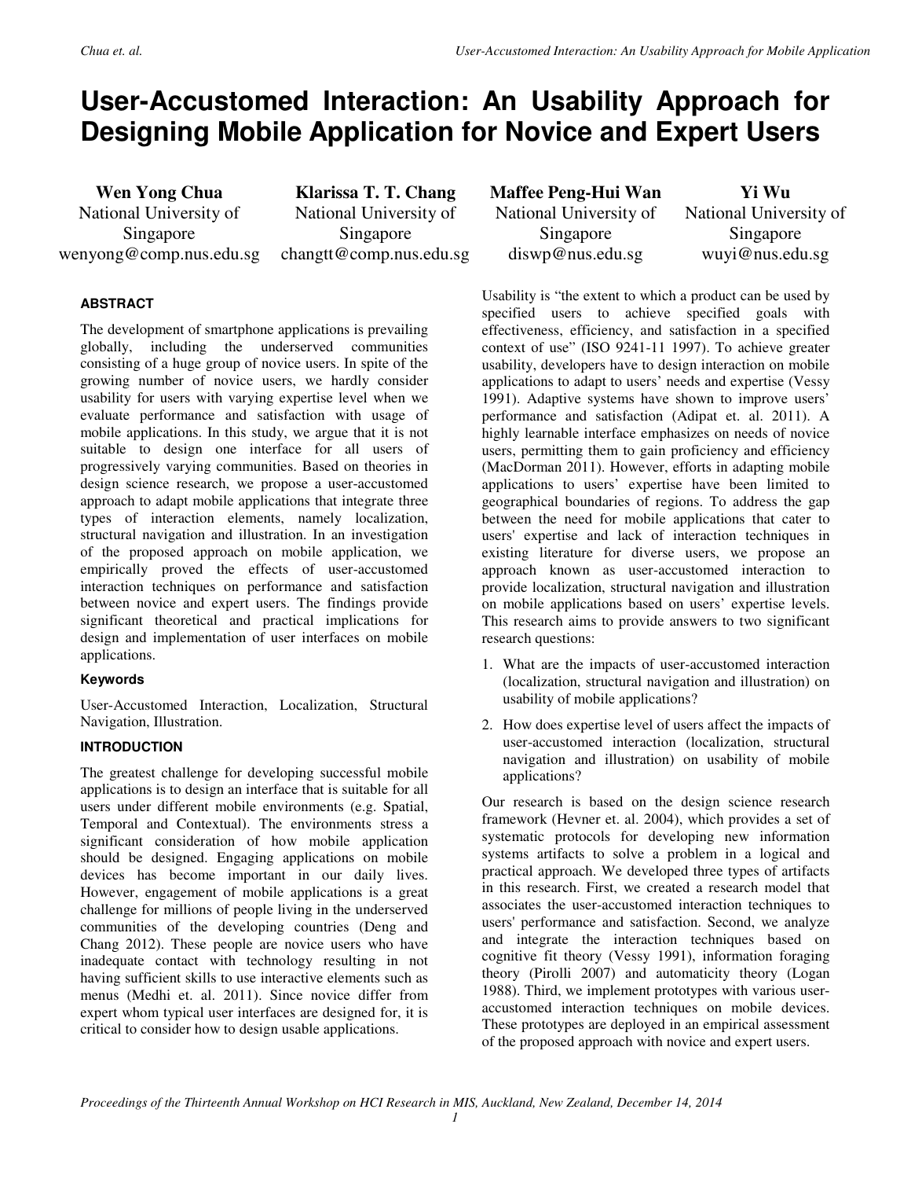# User-Accustomed Interaction: An Usability Approach for Designing Mobile Application for Novice and Expert Users

**Wen Yong Chua**
National University of Singapore
wenyong@comp.nus.edu.sg

**Klarissa T. T. Chang**
National University of Singapore
changtt@comp.nus.edu.sg

**Maffee Peng-Hui Wan**
National University of Singapore
diswp@nus.edu.sg

**Yi Wu**
National University of Singapore
wuyi@nus.edu.sg

## ABSTRACT

The development of smartphone applications is prevailing globally, including the underserved communities consisting of a huge group of novice users. In spite of the growing number of novice users, we hardly consider usability for users with varying expertise level when we evaluate performance and satisfaction with usage of mobile applications. In this study, we argue that it is not suitable to design one interface for all users of progressively varying communities. Based on theories in design science research, we propose a user-accustomed approach to adapt mobile applications that integrate three types of interaction elements, namely localization, structural navigation and illustration. In an investigation of the proposed approach on mobile application, we empirically proved the effects of user-accustomed interaction techniques on performance and satisfaction between novice and expert users. The findings provide significant theoretical and practical implications for design and implementation of user interfaces on mobile applications.

### Keywords

User-Accustomed Interaction, Localization, Structural Navigation, Illustration.

## INTRODUCTION

The greatest challenge for developing successful mobile applications is to design an interface that is suitable for all users under different mobile environments (e.g. Spatial, Temporal and Contextual). The environments stress a significant consideration of how mobile application should be designed. Engaging applications on mobile devices has become important in our daily lives. However, engagement of mobile applications is a great challenge for millions of people living in the underserved communities of the developing countries (Deng and Chang 2012). These people are novice users who have inadequate contact with technology resulting in not having sufficient skills to use interactive elements such as menus (Medhi et. al. 2011). Since novice differ from expert whom typical user interfaces are designed for, it is critical to consider how to design usable applications.

Usability is "the extent to which a product can be used by specified users to achieve specified goals with effectiveness, efficiency, and satisfaction in a specified context of use" (ISO 9241-11 1997). To achieve greater usability, developers have to design interaction on mobile applications to adapt to users' needs and expertise (Vessy 1991). Adaptive systems have shown to improve users' performance and satisfaction (Adipat et. al. 2011). A highly learnable interface emphasizes on needs of novice users, permitting them to gain proficiency and efficiency (MacDorman 2011). However, efforts in adapting mobile applications to users' expertise have been limited to geographical boundaries of regions. To address the gap between the need for mobile applications that cater to users' expertise and lack of interaction techniques in existing literature for diverse users, we propose an approach known as user-accustomed interaction to provide localization, structural navigation and illustration on mobile applications based on users' expertise levels. This research aims to provide answers to two significant research questions:

1. What are the impacts of user-accustomed interaction (localization, structural navigation and illustration) on usability of mobile applications?
2. How does expertise level of users affect the impacts of user-accustomed interaction (localization, structural navigation and illustration) on usability of mobile applications?

Our research is based on the design science research framework (Hevner et. al. 2004), which provides a set of systematic protocols for developing new information systems artifacts to solve a problem in a logical and practical approach. We developed three types of artifacts in this research. First, we created a research model that associates the user-accustomed interaction techniques to users' performance and satisfaction. Second, we analyze and integrate the interaction techniques based on cognitive fit theory (Vessy 1991), information foraging theory (Pirolli 2007) and automaticity theory (Logan 1988). Third, we implement prototypes with various user-accustomed interaction techniques on mobile devices. These prototypes are deployed in an empirical assessment of the proposed approach with novice and expert users.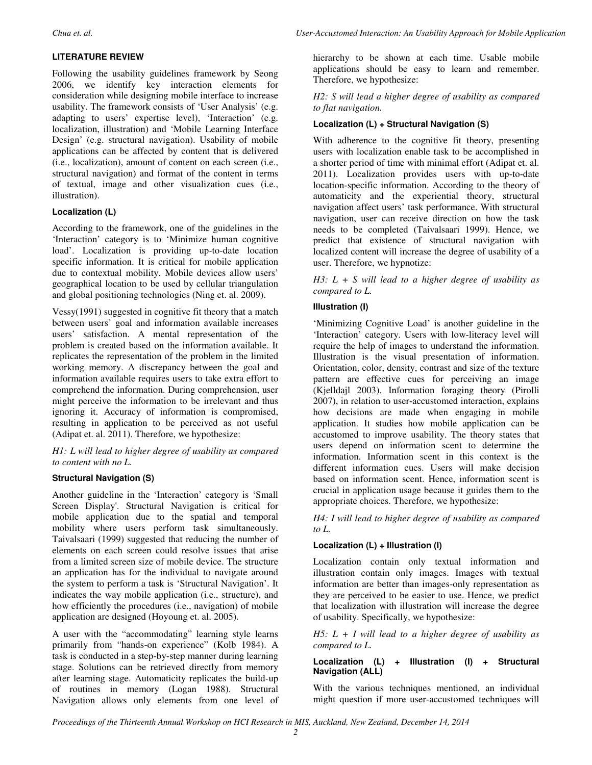## LITERATURE REVIEW

Following the usability guidelines framework by Seong 2006, we identify key interaction elements for consideration while designing mobile interface to increase usability. The framework consists of 'User Analysis' (e.g. adapting to users' expertise level), 'Interaction' (e.g. localization, illustration) and 'Mobile Learning Interface Design' (e.g. structural navigation). Usability of mobile applications can be affected by content that is delivered (i.e., localization), amount of content on each screen (i.e., structural navigation) and format of the content in terms of textual, image and other visualization cues (i.e., illustration).

### Localization (L)

According to the framework, one of the guidelines in the 'Interaction' category is to 'Minimize human cognitive load'. Localization is providing up-to-date location specific information. It is critical for mobile application due to contextual mobility. Mobile devices allow users' geographical location to be used by cellular triangulation and global positioning technologies (Ning et. al. 2009).

Vessy(1991) suggested in cognitive fit theory that a match between users' goal and information available increases users' satisfaction. A mental representation of the problem is created based on the information available. It replicates the representation of the problem in the limited working memory. A discrepancy between the goal and information available requires users to take extra effort to comprehend the information. During comprehension, user might perceive the information to be irrelevant and thus ignoring it. Accuracy of information is compromised, resulting in application to be perceived as not useful (Adipat et. al. 2011). Therefore, we hypothesize:

*H1: L will lead to higher degree of usability as compared to content with no L.*

### Structural Navigation (S)

Another guideline in the 'Interaction' category is 'Small Screen Display'. Structural Navigation is critical for mobile application due to the spatial and temporal mobility where users perform task simultaneously. Taivalsaari (1999) suggested that reducing the number of elements on each screen could resolve issues that arise from a limited screen size of mobile device. The structure an application has for the individual to navigate around the system to perform a task is 'Structural Navigation'. It indicates the way mobile application (i.e., structure), and how efficiently the procedures (i.e., navigation) of mobile application are designed (Hoyoung et. al. 2005).

A user with the "accommodating" learning style learns primarily from "hands-on experience" (Kolb 1984). A task is conducted in a step-by-step manner during learning stage. Solutions can be retrieved directly from memory after learning stage. Automaticity replicates the build-up of routines in memory (Logan 1988). Structural Navigation allows only elements from one level of hierarchy to be shown at each time. Usable mobile applications should be easy to learn and remember. Therefore, we hypothesize:

*H2: S will lead a higher degree of usability as compared to flat navigation.*

### Localization (L) + Structural Navigation (S)

With adherence to the cognitive fit theory, presenting users with localization enable task to be accomplished in a shorter period of time with minimal effort (Adipat et. al. 2011). Localization provides users with up-to-date location-specific information. According to the theory of automaticity and the experiential theory, structural navigation affect users' task performance. With structural navigation, user can receive direction on how the task needs to be completed (Taivalsaari 1999). Hence, we predict that existence of structural navigation with localized content will increase the degree of usability of a user. Therefore, we hypnotize:

*H3: L + S will lead to a higher degree of usability as compared to L.*

### Illustration (I)

'Minimizing Cognitive Load' is another guideline in the 'Interaction' category. Users with low-literacy level will require the help of images to understand the information. Illustration is the visual presentation of information. Orientation, color, density, contrast and size of the texture pattern are effective cues for perceiving an image (Kjelldajl 2003). Information foraging theory (Pirolli 2007), in relation to user-accustomed interaction, explains how decisions are made when engaging in mobile application. It studies how mobile application can be accustomed to improve usability. The theory states that users depend on information scent to determine the information. Information scent in this context is the different information cues. Users will make decision based on information scent. Hence, information scent is crucial in application usage because it guides them to the appropriate choices. Therefore, we hypothesize:

*H4: I will lead to higher degree of usability as compared to L.*

### Localization (L) + Illustration (I)

Localization contain only textual information and illustration contain only images. Images with textual information are better than images-only representation as they are perceived to be easier to use. Hence, we predict that localization with illustration will increase the degree of usability. Specifically, we hypothesize:

*H5: L + I will lead to a higher degree of usability as compared to L.*

### Localization (L) + Illustration (I) + Structural Navigation (ALL)

With the various techniques mentioned, an individual might question if more user-accustomed techniques will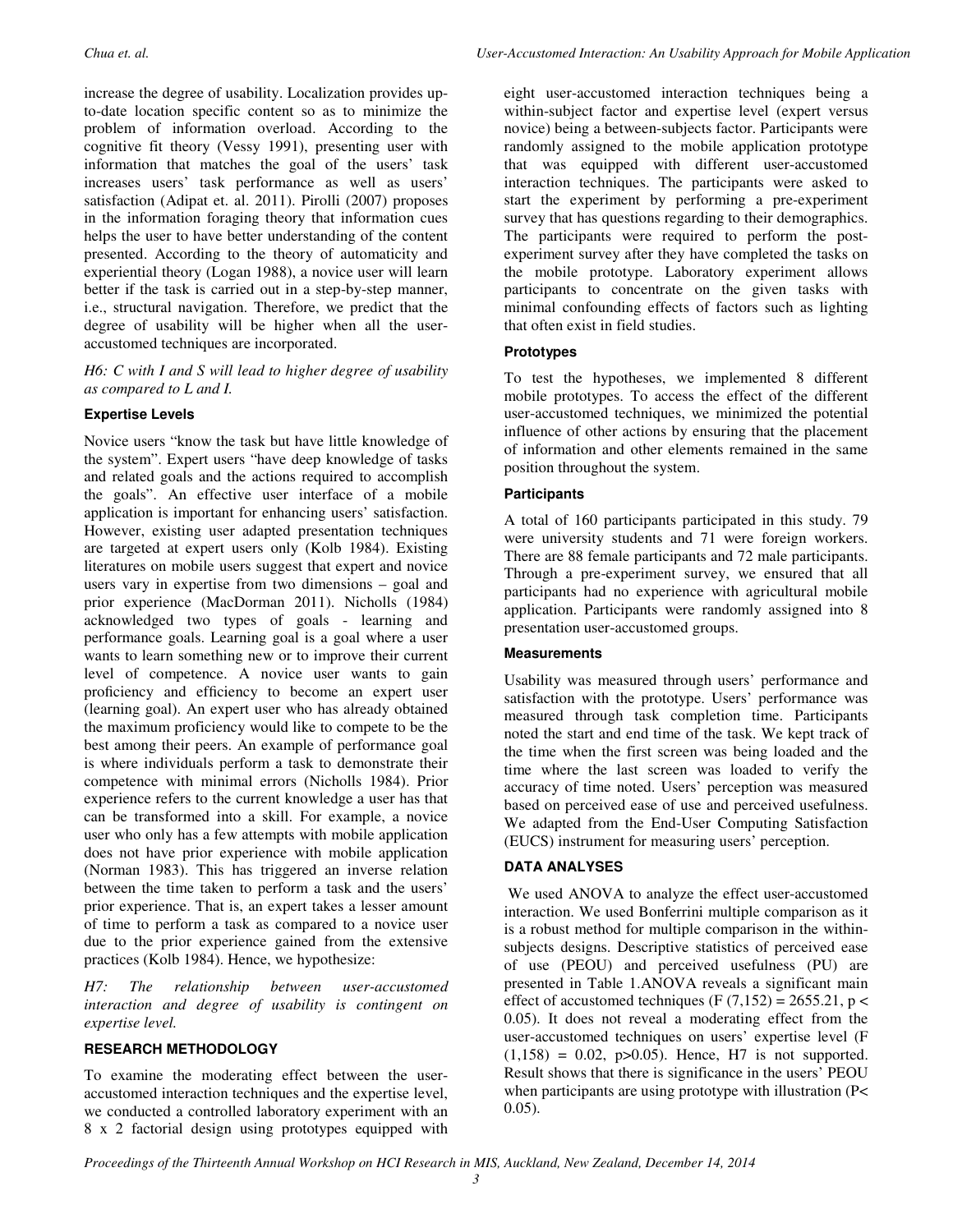increase the degree of usability. Localization provides up-to-date location specific content so as to minimize the problem of information overload. According to the cognitive fit theory (Vessy 1991), presenting user with information that matches the goal of the users' task increases users' task performance as well as users' satisfaction (Adipat et. al. 2011). Pirolli (2007) proposes in the information foraging theory that information cues helps the user to have better understanding of the content presented. According to the theory of automaticity and experiential theory (Logan 1988), a novice user will learn better if the task is carried out in a step-by-step manner, i.e., structural navigation. Therefore, we predict that the degree of usability will be higher when all the user-accustomed techniques are incorporated.

*H6: C with I and S will lead to higher degree of usability as compared to L and I.*

### Expertise Levels

Novice users "know the task but have little knowledge of the system". Expert users "have deep knowledge of tasks and related goals and the actions required to accomplish the goals". An effective user interface of a mobile application is important for enhancing users' satisfaction. However, existing user adapted presentation techniques are targeted at expert users only (Kolb 1984). Existing literatures on mobile users suggest that expert and novice users vary in expertise from two dimensions – goal and prior experience (MacDorman 2011). Nicholls (1984) acknowledged two types of goals - learning and performance goals. Learning goal is a goal where a user wants to learn something new or to improve their current level of competence. A novice user wants to gain proficiency and efficiency to become an expert user (learning goal). An expert user who has already obtained the maximum proficiency would like to compete to be the best among their peers. An example of performance goal is where individuals perform a task to demonstrate their competence with minimal errors (Nicholls 1984). Prior experience refers to the current knowledge a user has that can be transformed into a skill. For example, a novice user who only has a few attempts with mobile application does not have prior experience with mobile application (Norman 1983). This has triggered an inverse relation between the time taken to perform a task and the users' prior experience. That is, an expert takes a lesser amount of time to perform a task as compared to a novice user due to the prior experience gained from the extensive practices (Kolb 1984). Hence, we hypothesize:

*H7: The relationship between user-accustomed interaction and degree of usability is contingent on expertise level.*

## RESEARCH METHODOLOGY

To examine the moderating effect between the user-accustomed interaction techniques and the expertise level, we conducted a controlled laboratory experiment with an 8 x 2 factorial design using prototypes equipped with eight user-accustomed interaction techniques being a within-subject factor and expertise level (expert versus novice) being a between-subjects factor. Participants were randomly assigned to the mobile application prototype that was equipped with different user-accustomed interaction techniques. The participants were asked to start the experiment by performing a pre-experiment survey that has questions regarding to their demographics. The participants were required to perform the post-experiment survey after they have completed the tasks on the mobile prototype. Laboratory experiment allows participants to concentrate on the given tasks with minimal confounding effects of factors such as lighting that often exist in field studies.

### Prototypes

To test the hypotheses, we implemented 8 different mobile prototypes. To access the effect of the different user-accustomed techniques, we minimized the potential influence of other actions by ensuring that the placement of information and other elements remained in the same position throughout the system.

### Participants

A total of 160 participants participated in this study. 79 were university students and 71 were foreign workers. There are 88 female participants and 72 male participants. Through a pre-experiment survey, we ensured that all participants had no experience with agricultural mobile application. Participants were randomly assigned into 8 presentation user-accustomed groups.

### Measurements

Usability was measured through users' performance and satisfaction with the prototype. Users' performance was measured through task completion time. Participants noted the start and end time of the task. We kept track of the time when the first screen was being loaded and the time where the last screen was loaded to verify the accuracy of time noted. Users' perception was measured based on perceived ease of use and perceived usefulness. We adapted from the End-User Computing Satisfaction (EUCS) instrument for measuring users' perception.

## DATA ANALYSES

We used ANOVA to analyze the effect user-accustomed interaction. We used Bonferrini multiple comparison as it is a robust method for multiple comparison in the within-subjects designs. Descriptive statistics of perceived ease of use (PEOU) and perceived usefulness (PU) are presented in Table 1.ANOVA reveals a significant main effect of accustomed techniques ($F(7,152) = 2655.21$, $p < 0.05$). It does not reveal a moderating effect from the user-accustomed techniques on users' expertise level ($F(1,158) = 0.02$, $p>0.05$). Hence, H7 is not supported. Result shows that there is significance in the users' PEOU when participants are using prototype with illustration ($P< 0.05$).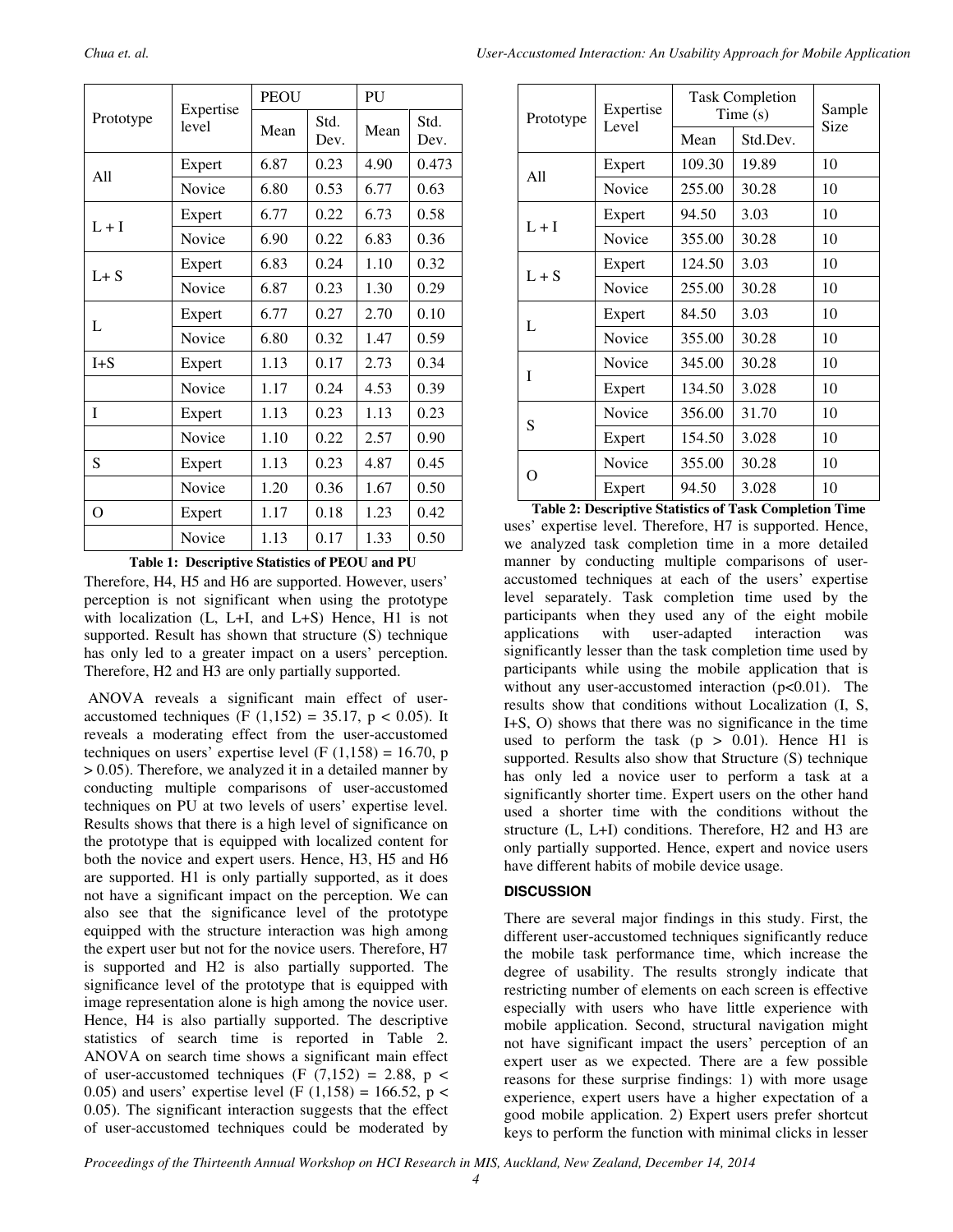| Prototype | Expertise level | PEOU | | PU | |
|---|---|---|---|---|---|
| | | Mean | Std. Dev. | Mean | Std. Dev. |
| All | Expert | 6.87 | 0.23 | 4.90 | 0.473 |
| | Novice | 6.80 | 0.53 | 6.77 | 0.63 |
| L + I | Expert | 6.77 | 0.22 | 6.73 | 0.58 |
| | Novice | 6.90 | 0.22 | 6.83 | 0.36 |
| L+ S | Expert | 6.83 | 0.24 | 1.10 | 0.32 |
| | Novice | 6.87 | 0.23 | 1.30 | 0.29 |
| L | Expert | 6.77 | 0.27 | 2.70 | 0.10 |
| | Novice | 6.80 | 0.32 | 1.47 | 0.59 |
| I+S | Expert | 1.13 | 0.17 | 2.73 | 0.34 |
| | Novice | 1.17 | 0.24 | 4.53 | 0.39 |
| I | Expert | 1.13 | 0.23 | 1.13 | 0.23 |
| | Novice | 1.10 | 0.22 | 2.57 | 0.90 |
| S | Expert | 1.13 | 0.23 | 4.87 | 0.45 |
| | Novice | 1.20 | 0.36 | 1.67 | 0.50 |
| O | Expert | 1.17 | 0.18 | 1.23 | 0.42 |
| | Novice | 1.13 | 0.17 | 1.33 | 0.50 |

**Table 1: Descriptive Statistics of PEOU and PU**

Therefore, H4, H5 and H6 are supported. However, users' perception is not significant when using the prototype with localization (L, L+I, and L+S) Hence, H1 is not supported. Result has shown that structure (S) technique has only led to a greater impact on a users' perception. Therefore, H2 and H3 are only partially supported.

ANOVA reveals a significant main effect of user-accustomed techniques ($F(1,152) = 35.17$, $p < 0.05$). It reveals a moderating effect from the user-accustomed techniques on users' expertise level ($F(1,158) = 16.70$, $p > 0.05$). Therefore, we analyzed it in a detailed manner by conducting multiple comparisons of user-accustomed techniques on PU at two levels of users' expertise level. Results shows that there is a high level of significance on the prototype that is equipped with localized content for both the novice and expert users. Hence, H3, H5 and H6 are supported. H1 is only partially supported, as it does not have a significant impact on the perception. We can also see that the significance level of the prototype equipped with the structure interaction was high among the expert user but not for the novice users. Therefore, H7 is supported and H2 is also partially supported. The significance level of the prototype that is equipped with image representation alone is high among the novice user. Hence, H4 is also partially supported. The descriptive statistics of search time is reported in Table 2. ANOVA on search time shows a significant main effect of user-accustomed techniques ($F(7,152) = 2.88$, $p < 0.05$) and users' expertise level ($F(1,158) = 166.52$, $p < 0.05$). The significant interaction suggests that the effect of user-accustomed techniques could be moderated by uses' expertise level. Therefore, H7 is supported. Hence, we analyzed task completion time in a more detailed manner by conducting multiple comparisons of user-accustomed techniques at each of the users' expertise level separately. Task completion time used by the participants when they used any of the eight mobile applications with user-adapted interaction was significantly lesser than the task completion time used by participants while using the mobile application that is without any user-accustomed interaction ($p<0.01$). The results show that conditions without Localization (I, S, I+S, O) shows that there was no significance in the time used to perform the task ($p > 0.01$). Hence H1 is supported. Results also show that Structure (S) technique has only led a novice user to perform a task at a significantly shorter time. Expert users on the other hand used a shorter time with the conditions without the structure (L, L+I) conditions. Therefore, H2 and H3 are only partially supported. Hence, expert and novice users have different habits of mobile device usage.

| Prototype | Expertise Level | Task Completion Time (s) | | Sample Size |
|---|---|---|---|---|
| | | Mean | Std.Dev. | |
| All | Expert | 109.30 | 19.89 | 10 |
| | Novice | 255.00 | 30.28 | 10 |
| L + I | Expert | 94.50 | 3.03 | 10 |
| | Novice | 355.00 | 30.28 | 10 |
| L + S | Expert | 124.50 | 3.03 | 10 |
| | Novice | 255.00 | 30.28 | 10 |
| L | Expert | 84.50 | 3.03 | 10 |
| | Novice | 355.00 | 30.28 | 10 |
| I | Novice | 345.00 | 30.28 | 10 |
| | Expert | 134.50 | 3.028 | 10 |
| S | Novice | 356.00 | 31.70 | 10 |
| | Expert | 154.50 | 3.028 | 10 |
| O | Novice | 355.00 | 30.28 | 10 |
| | Expert | 94.50 | 3.028 | 10 |

**Table 2: Descriptive Statistics of Task Completion Time**

## DISCUSSION

There are several major findings in this study. First, the different user-accustomed techniques significantly reduce the mobile task performance time, which increase the degree of usability. The results strongly indicate that restricting number of elements on each screen is effective especially with users who have little experience with mobile application. Second, structural navigation might not have significant impact the users' perception of an expert user as we expected. There are a few possible reasons for these surprise findings: 1) with more usage experience, expert users have a higher expectation of a good mobile application. 2) Expert users prefer shortcut keys to perform the function with minimal clicks in lesser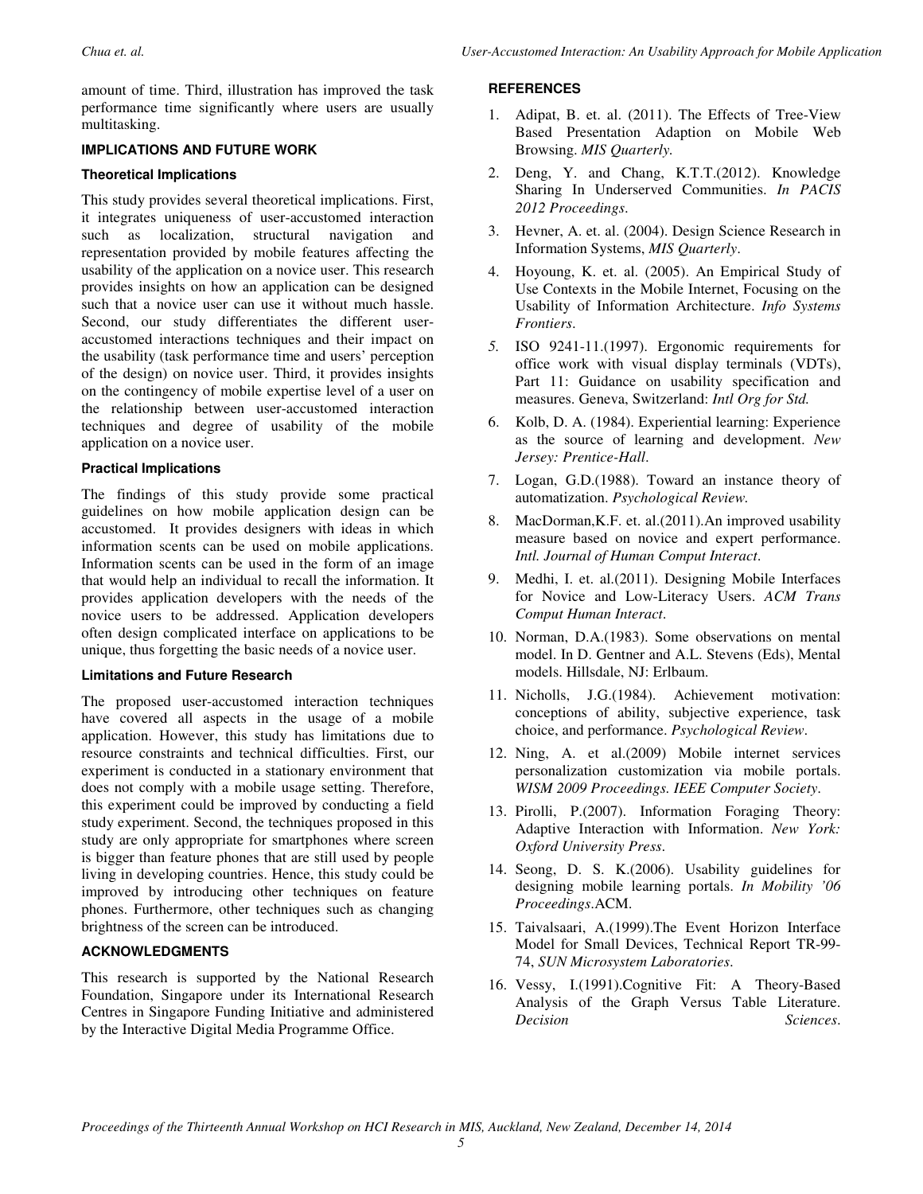amount of time. Third, illustration has improved the task performance time significantly where users are usually multitasking.

## IMPLICATIONS AND FUTURE WORK

### Theoretical Implications

This study provides several theoretical implications. First, it integrates uniqueness of user-accustomed interaction such as localization, structural navigation and representation provided by mobile features affecting the usability of the application on a novice user. This research provides insights on how an application can be designed such that a novice user can use it without much hassle. Second, our study differentiates the different user-accustomed interactions techniques and their impact on the usability (task performance time and users' perception of the design) on novice user. Third, it provides insights on the contingency of mobile expertise level of a user on the relationship between user-accustomed interaction techniques and degree of usability of the mobile application on a novice user.

### Practical Implications

The findings of this study provide some practical guidelines on how mobile application design can be accustomed. It provides designers with ideas in which information scents can be used on mobile applications. Information scents can be used in the form of an image that would help an individual to recall the information. It provides application developers with the needs of the novice users to be addressed. Application developers often design complicated interface on applications to be unique, thus forgetting the basic needs of a novice user.

### Limitations and Future Research

The proposed user-accustomed interaction techniques have covered all aspects in the usage of a mobile application. However, this study has limitations due to resource constraints and technical difficulties. First, our experiment is conducted in a stationary environment that does not comply with a mobile usage setting. Therefore, this experiment could be improved by conducting a field study experiment. Second, the techniques proposed in this study are only appropriate for smartphones where screen is bigger than feature phones that are still used by people living in developing countries. Hence, this study could be improved by introducing other techniques on feature phones. Furthermore, other techniques such as changing brightness of the screen can be introduced.

## ACKNOWLEDGMENTS

This research is supported by the National Research Foundation, Singapore under its International Research Centres in Singapore Funding Initiative and administered by the Interactive Digital Media Programme Office.

## REFERENCES

1. Adipat, B. et. al. (2011). The Effects of Tree-View Based Presentation Adaption on Mobile Web Browsing. *MIS Quarterly.*
2. Deng, Y. and Chang, K.T.T.(2012). Knowledge Sharing In Underserved Communities. *In PACIS 2012 Proceedings*.
3. Hevner, A. et. al. (2004). Design Science Research in Information Systems, *MIS Quarterly*.
4. Hoyoung, K. et. al. (2005). An Empirical Study of Use Contexts in the Mobile Internet, Focusing on the Usability of Information Architecture. *Info Systems Frontiers*.
5. ISO 9241-11.(1997). Ergonomic requirements for office work with visual display terminals (VDTs), Part 11: Guidance on usability specification and measures. Geneva, Switzerland: *Intl Org for Std.*
6. Kolb, D. A. (1984). Experiential learning: Experience as the source of learning and development. *New Jersey: Prentice-Hall*.
7. Logan, G.D.(1988). Toward an instance theory of automatization. *Psychological Review.*
8. MacDorman,K.F. et. al.(2011).An improved usability measure based on novice and expert performance. *Intl. Journal of Human Comput Interact*.
9. Medhi, I. et. al.(2011). Designing Mobile Interfaces for Novice and Low-Literacy Users. *ACM Trans Comput Human Interact*.
10. Norman, D.A.(1983). Some observations on mental model. In D. Gentner and A.L. Stevens (Eds), Mental models. Hillsdale, NJ: Erlbaum.
11. Nicholls, J.G.(1984). Achievement motivation: conceptions of ability, subjective experience, task choice, and performance. *Psychological Review*.
12. Ning, A. et al.(2009) Mobile internet services personalization customization via mobile portals. *WISM 2009 Proceedings. IEEE Computer Society*.
13. Pirolli, P.(2007). Information Foraging Theory: Adaptive Interaction with Information. *New York: Oxford University Press*.
14. Seong, D. S. K.(2006). Usability guidelines for designing mobile learning portals. *In Mobility '06 Proceedings*.ACM.
15. Taivalsaari, A.(1999).The Event Horizon Interface Model for Small Devices, Technical Report TR-99-74, *SUN Microsystem Laboratories*.
16. Vessy, I.(1991).Cognitive Fit: A Theory-Based Analysis of the Graph Versus Table Literature. *Decision Sciences*.